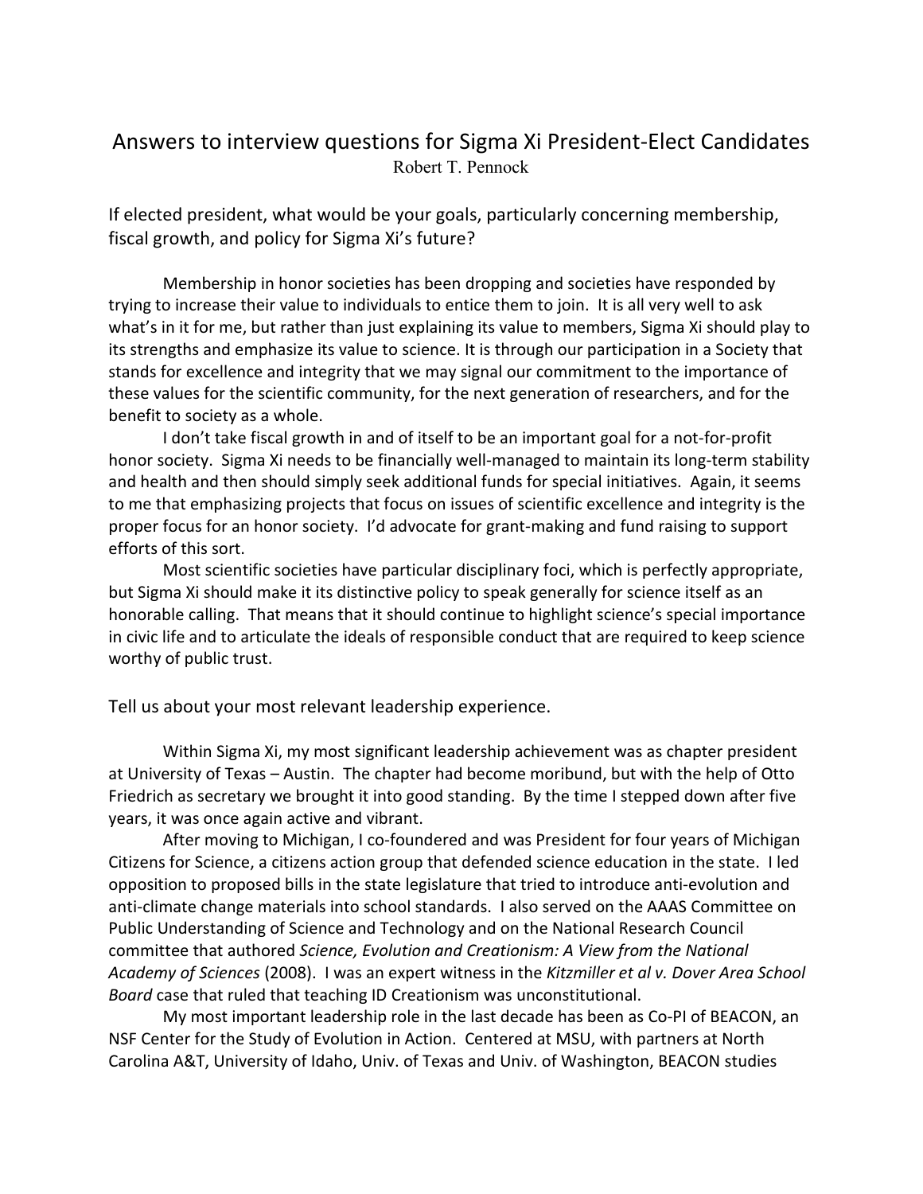# Answers to interview questions for Sigma Xi President-Elect Candidates

Robert T. Pennock

## If elected president, what would be your goals, particularly concerning membership, fiscal growth, and policy for Sigma Xi's future?

Membership in honor societies has been dropping and societies have responded by trying to increase their value to individuals to entice them to join. It is all very well to ask what's in it for me, but rather than just explaining its value to members, Sigma Xi should play to its strengths and emphasize its value to science. It is through our participation in a Society that stands for excellence and integrity that we may signal our commitment to the importance of these values for the scientific community, for the next generation of researchers, and for the benefit to society as a whole.

I don't take fiscal growth in and of itself to be an important goal for a not-for-profit honor society. Sigma Xi needs to be financially well-managed to maintain its long-term stability and health and then should simply seek additional funds for special initiatives. Again, it seems to me that emphasizing projects that focus on issues of scientific excellence and integrity is the proper focus for an honor society. I'd advocate for grant-making and fund raising to support efforts of this sort.

Most scientific societies have particular disciplinary foci, which is perfectly appropriate, but Sigma Xi should make it its distinctive policy to speak generally for science itself as an honorable calling. That means that it should continue to highlight science's special importance in civic life and to articulate the ideals of responsible conduct that are required to keep science worthy of public trust.

## Tell us about your most relevant leadership experience.

Within Sigma Xi, my most significant leadership achievement was as chapter president at University of Texas – Austin. The chapter had become moribund, but with the help of Otto Friedrich as secretary we brought it into good standing. By the time I stepped down after five years, it was once again active and vibrant.

After moving to Michigan, I co-foundered and was President for four years of Michigan Citizens for Science, a citizens action group that defended science education in the state. I led opposition to proposed bills in the state legislature that tried to introduce anti-evolution and anti-climate change materials into school standards. I also served on the AAAS Committee on Public Understanding of Science and Technology and on the National Research Council committee that authored *Science, Evolution and Creationism: A View from the National Academy of Sciences* (2008). I was an expert witness in the *Kitzmiller et al v. Dover Area School Board* case that ruled that teaching ID Creationism was unconstitutional.

My most important leadership role in the last decade has been as Co-PI of BEACON, an NSF Center for the Study of Evolution in Action. Centered at MSU, with partners at North Carolina A&T, University of Idaho, Univ. of Texas and Univ. of Washington, BEACON studies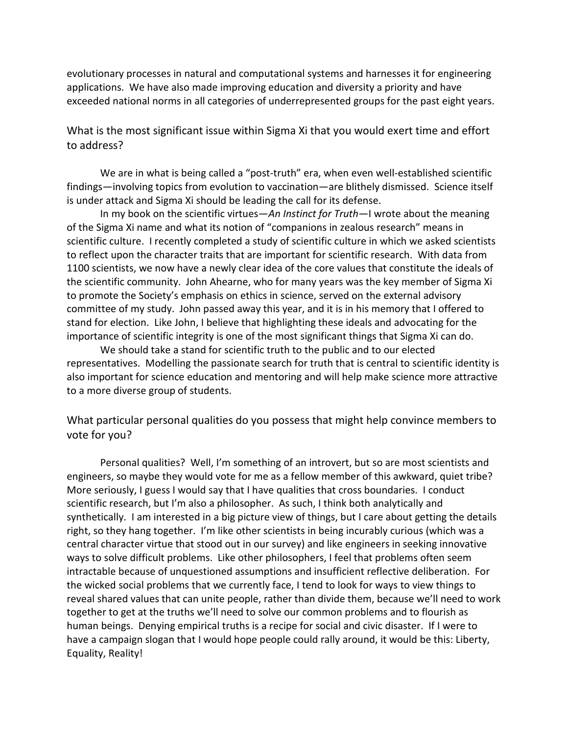evolutionary processes in natural and computational systems and harnesses it for engineering applications. We have also made improving education and diversity a priority and have exceeded national norms in all categories of underrepresented groups for the past eight years.

## What is the most significant issue within Sigma Xi that you would exert time and effort to address?

We are in what is being called a "post-truth" era, when even well-established scientific findings—involving topics from evolution to vaccination—are blithely dismissed. Science itself is under attack and Sigma Xi should be leading the call for its defense.

In my book on the scientific virtues—*An Instinct for Truth*—I wrote about the meaning of the Sigma Xi name and what its notion of "companions in zealous research" means in scientific culture. I recently completed a study of scientific culture in which we asked scientists to reflect upon the character traits that are important for scientific research. With data from 1100 scientists, we now have a newly clear idea of the core values that constitute the ideals of the scientific community. John Ahearne, who for many years was the key member of Sigma Xi to promote the Society's emphasis on ethics in science, served on the external advisory committee of my study. John passed away this year, and it is in his memory that I offered to stand for election. Like John, I believe that highlighting these ideals and advocating for the importance of scientific integrity is one of the most significant things that Sigma Xi can do.

We should take a stand for scientific truth to the public and to our elected representatives. Modelling the passionate search for truth that is central to scientific identity is also important for science education and mentoring and will help make science more attractive to a more diverse group of students.

## What particular personal qualities do you possess that might help convince members to vote for you?

Personal qualities? Well, I'm something of an introvert, but so are most scientists and engineers, so maybe they would vote for me as a fellow member of this awkward, quiet tribe? More seriously, I guess I would say that I have qualities that cross boundaries. I conduct scientific research, but I'm also a philosopher. As such, I think both analytically and synthetically. I am interested in a big picture view of things, but I care about getting the details right, so they hang together. I'm like other scientists in being incurably curious (which was a central character virtue that stood out in our survey) and like engineers in seeking innovative ways to solve difficult problems. Like other philosophers, I feel that problems often seem intractable because of unquestioned assumptions and insufficient reflective deliberation. For the wicked social problems that we currently face, I tend to look for ways to view things to reveal shared values that can unite people, rather than divide them, because we'll need to work together to get at the truths we'll need to solve our common problems and to flourish as human beings. Denying empirical truths is a recipe for social and civic disaster. If I were to have a campaign slogan that I would hope people could rally around, it would be this: Liberty, Equality, Reality!